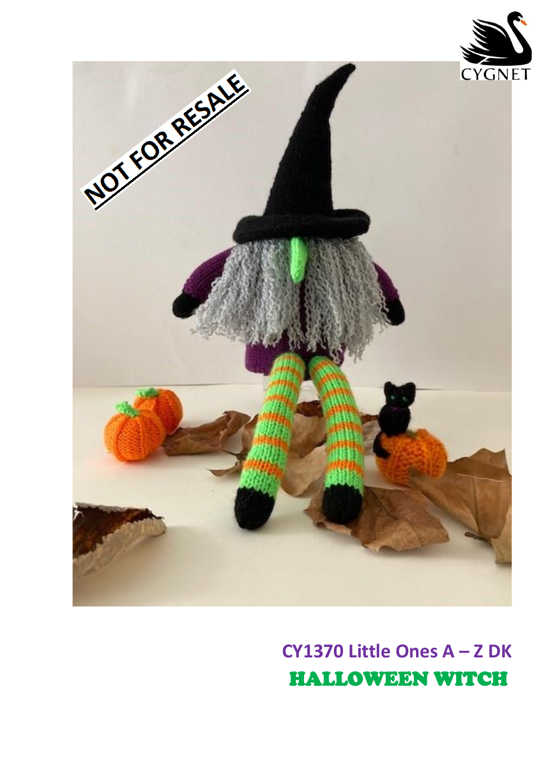**CY1370 Little Ones A – Z DK**

# HALLOWEEN WITCH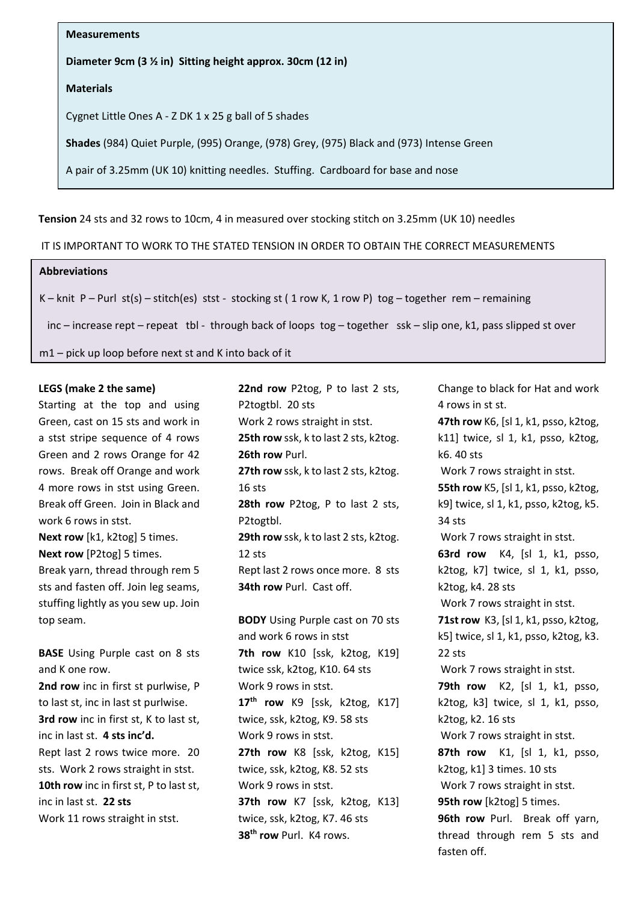**Measurements**

**Diameter 9cm (3 ½ in)  Sitting height approx. 30cm (12 in)**

**Materials**

Cygnet Little Ones A - Z DK 1 x 25 g ball of 5 shades

**Shades** (984) Quiet Purple, (995) Orange, (978) Grey, (975) Black and (973) Intense Green

A pair of 3.25mm (UK 10) knitting needles.  Stuffing.  Cardboard for base and nose

**Tension** 24 sts and 32 rows to 10cm, 4 in measured over stocking stitch on 3.25mm (UK 10) needles

IT IS IMPORTANT TO WORK TO THE STATED TENSION IN ORDER TO OBTAIN THE CORRECT MEASUREMENTS

**Abbreviations**

K – knit  P – Purl  st(s) – stitch(es)  stst -  stocking st ( 1 row K, 1 row P)  tog – together  rem – remaining

inc – increase rept – repeat   tbl -  through back of loops  tog – together   ssk – slip one, k1, pass slipped st over

m1 – pick up loop before next st and K into back of it

**LEGS (make 2 the same)**
Starting at the top and using Green, cast on 15 sts and work in a stst stripe sequence of 4 rows Green and 2 rows Orange for 42 rows.  Break off Orange and work 4 more rows in stst using Green. Break off Green.  Join in Black and work 6 rows in stst.
**Next row** [k1, k2tog] 5 times.
**Next row** [P2tog] 5 times.
Break yarn, thread through rem 5 sts and fasten off. Join leg seams, stuffing lightly as you sew up. Join top seam.

**BASE** Using Purple cast on 8 sts and K one row.
**2nd row** inc in first st purlwise, P to last st, inc in last st purlwise.
**3rd row** inc in first st, K to last st, inc in last st.  **4 sts inc'd.**
Rept last 2 rows twice more.  20 sts.  Work 2 rows straight in stst.
**10th row** inc in first st, P to last st, inc in last st.  **22 sts**
Work 11 rows straight in stst.
**22nd row** P2tog, P to last 2 sts, P2togtbl.  20 sts
Work 2 rows straight in stst.
**25th row** ssk, k to last 2 sts, k2tog.
**26th row** Purl.
**27th row** ssk, k to last 2 sts, k2tog. 16 sts
**28th row** P2tog, P to last 2 sts, P2togtbl.
**29th row** ssk, k to last 2 sts, k2tog. 12 sts
Rept last 2 rows once more.  8 sts
**34th row** Purl.  Cast off.

**BODY** Using Purple cast on 70 sts and work 6 rows in stst
**7th row** K10 [ssk, k2tog, K19] twice ssk, k2tog, K10. 64 sts
Work 9 rows in stst.
**17th row** K9 [ssk, k2tog, K17] twice, ssk, k2tog, K9. 58 sts
Work 9 rows in stst.
**27th row** K8 [ssk, k2tog, K15] twice, ssk, k2tog, K8. 52 sts
Work 9 rows in stst.
**37th row** K7 [ssk, k2tog, K13] twice, ssk, k2tog, K7. 46 sts
**38th row** Purl.  K4 rows.
Change to black for Hat and work 4 rows in st st.
**47th row** K6, [sl 1, k1, psso, k2tog, k11] twice, sl 1, k1, psso, k2tog, k6. 40 sts
Work 7 rows straight in stst.
**55th row** K5, [sl 1, k1, psso, k2tog, k9] twice, sl 1, k1, psso, k2tog, k5. 34 sts
Work 7 rows straight in stst.
**63rd row** K4, [sl 1, k1, psso, k2tog, k7] twice, sl 1, k1, psso, k2tog, k4. 28 sts
Work 7 rows straight in stst.
**71st row** K3, [sl 1, k1, psso, k2tog, k5] twice, sl 1, k1, psso, k2tog, k3. 22 sts
Work 7 rows straight in stst.
**79th row** K2, [sl 1, k1, psso, k2tog, k3] twice, sl 1, k1, psso, k2tog, k2. 16 sts
Work 7 rows straight in stst.
**87th row** K1, [sl 1, k1, psso, k2tog, k1] 3 times. 10 sts
Work 7 rows straight in stst.
**95th row** [k2tog] 5 times.
**96th row** Purl.  Break off yarn, thread through rem 5 sts and fasten off.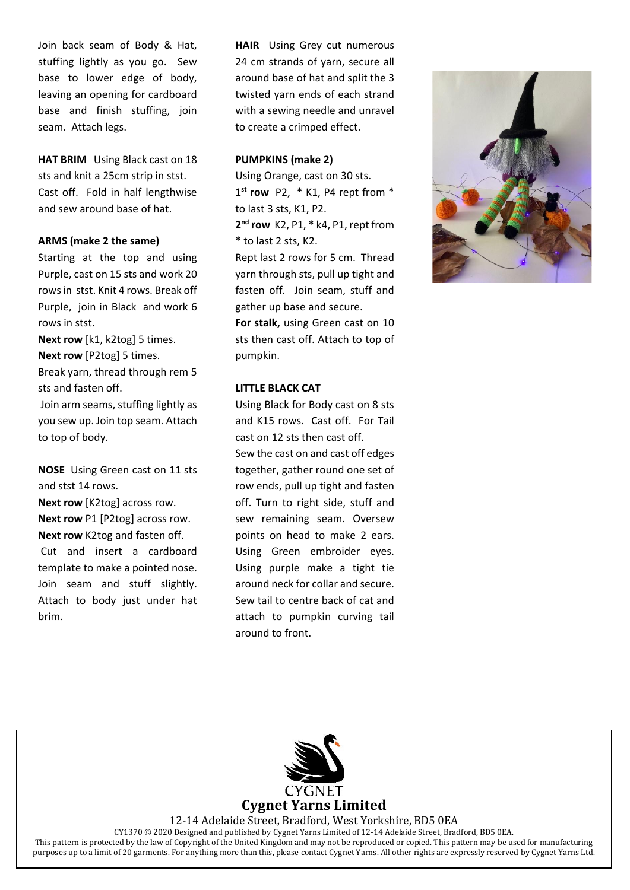Join back seam of Body & Hat, stuffing lightly as you go. Sew base to lower edge of body, leaving an opening for cardboard base and finish stuffing, join seam. Attach legs.

**HAT BRIM** Using Black cast on 18 sts and knit a 25cm strip in stst. Cast off. Fold in half lengthwise and sew around base of hat.

**ARMS (make 2 the same)**

Starting at the top and using Purple, cast on 15 sts and work 20 rows in stst. Knit 4 rows. Break off Purple, join in Black and work 6 rows in stst.

**Next row** [k1, k2tog] 5 times.

**Next row** [P2tog] 5 times.

Break yarn, thread through rem 5 sts and fasten off.

Join arm seams, stuffing lightly as you sew up. Join top seam. Attach to top of body.

**NOSE** Using Green cast on 11 sts and stst 14 rows.

**Next row** [K2tog] across row.

**Next row** P1 [P2tog] across row.

**Next row** K2tog and fasten off.

Cut and insert a cardboard template to make a pointed nose. Join seam and stuff slightly. Attach to body just under hat brim.

**HAIR** Using Grey cut numerous 24 cm strands of yarn, secure all around base of hat and split the 3 twisted yarn ends of each strand with a sewing needle and unravel to create a crimped effect.

**PUMPKINS (make 2)**

Using Orange, cast on 30 sts.

**1st row** P2, * K1, P4 rept from * to last 3 sts, K1, P2.

**2nd row** K2, P1, * k4, P1, rept from * to last 2 sts, K2.

Rept last 2 rows for 5 cm. Thread yarn through sts, pull up tight and fasten off. Join seam, stuff and gather up base and secure.

**For stalk,** using Green cast on 10 sts then cast off. Attach to top of pumpkin.

**LITTLE BLACK CAT**

Using Black for Body cast on 8 sts and K15 rows. Cast off. For Tail cast on 12 sts then cast off.

Sew the cast on and cast off edges together, gather round one set of row ends, pull up tight and fasten off. Turn to right side, stuff and sew remaining seam. Oversew points on head to make 2 ears. Using Green embroider eyes. Using purple make a tight tie around neck for collar and secure. Sew tail to centre back of cat and attach to pumpkin curving tail around to front.

**Cygnet Yarns Limited**

12-14 Adelaide Street, Bradford, West Yorkshire, BD5 0EA

CY1370 © 2020 Designed and published by Cygnet Yarns Limited of 12-14 Adelaide Street, Bradford, BD5 0EA.
This pattern is protected by the law of Copyright of the United Kingdom and may not be reproduced or copied. This pattern may be used for manufacturing purposes up to a limit of 20 garments. For anything more than this, please contact Cygnet Yarns. All other rights are expressly reserved by Cygnet Yarns Ltd.